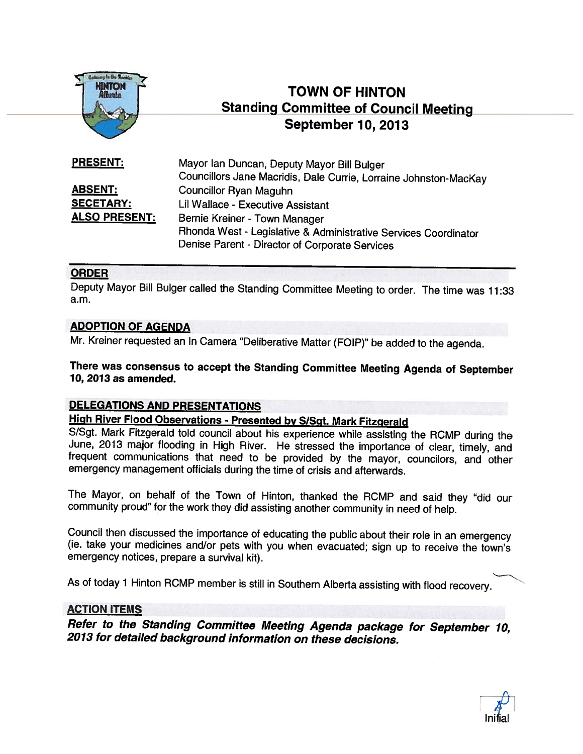# TOWN OF HINTON
## Standing Committee of Council Meeting
## September 10, 2013

| | |
|---|---|
| **PRESENT:** | Mayor Ian Duncan, Deputy Mayor Bill Bulger<br>Councillors Jane Macridis, Dale Currie, Lorraine Johnston-MacKay |
| **ABSENT:** | Councillor Ryan Maguhn |
| **SECETARY:** | Lil Wallace - Executive Assistant |
| **ALSO PRESENT:** | Bernie Kreiner - Town Manager<br>Rhonda West - Legislative & Administrative Services Coordinator<br>Denise Parent - Director of Corporate Services |

### ORDER

Deputy Mayor Bill Bulger called the Standing Committee Meeting to order. The time was 11:33 a.m.

### ADOPTION OF AGENDA

Mr. Kreiner requested an In Camera "Deliberative Matter (FOIP)" be added to the agenda.

**There was consensus to accept the Standing Committee Meeting Agenda of September 10, 2013 as amended.**

### DELEGATIONS AND PRESENTATIONS

**High River Flood Observations - Presented by S/Sgt. Mark Fitzgerald**

S/Sgt. Mark Fitzgerald told council about his experience while assisting the RCMP during the June, 2013 major flooding in High River. He stressed the importance of clear, timely, and frequent communications that need to be provided by the mayor, councilors, and other emergency management officials during the time of crisis and afterwards.

The Mayor, on behalf of the Town of Hinton, thanked the RCMP and said they "did our community proud" for the work they did assisting another community in need of help.

Council then discussed the importance of educating the public about their role in an emergency (ie. take your medicines and/or pets with you when evacuated; sign up to receive the town's emergency notices, prepare a survival kit).

As of today 1 Hinton RCMP member is still in Southern Alberta assisting with flood recovery.

### ACTION ITEMS

***Refer to the Standing Committee Meeting Agenda package for September 10, 2013 for detailed background information on these decisions.***

Initial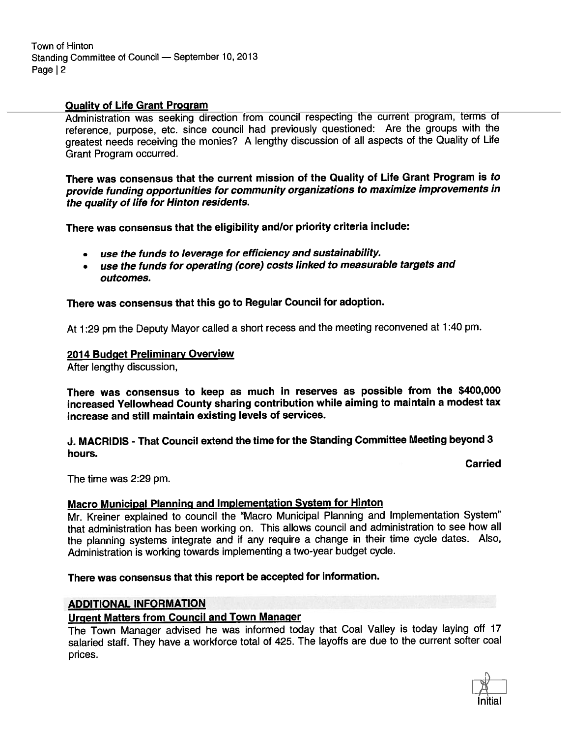### Quality of Life Grant Program

Administration was seeking direction from council respecting the current program, terms of reference, purpose, etc. since council had previously questioned: Are the groups with the greatest needs receiving the monies? A lengthy discussion of all aspects of the Quality of Life Grant Program occurred.

**There was consensus that the current mission of the Quality of Life Grant Program is *to provide funding opportunities for community organizations to maximize improvements in the quality of life for Hinton residents.***

**There was consensus that the eligibility and/or priority criteria include:**

- ***use the funds to leverage for efficiency and sustainability.***
- ***use the funds for operating (core) costs linked to measurable targets and outcomes.***

**There was consensus that this go to Regular Council for adoption.**

At 1:29 pm the Deputy Mayor called a short recess and the meeting reconvened at 1:40 pm.

### 2014 Budget Preliminary Overview

After lengthy discussion,

**There was consensus to keep as much in reserves as possible from the $400,000 increased Yellowhead County sharing contribution while aiming to maintain a modest tax increase and still maintain existing levels of services.**

**J. MACRIDIS - That Council extend the time for the Standing Committee Meeting beyond 3 hours.**

**Carried**

The time was 2:29 pm.

### Macro Municipal Planning and Implementation System for Hinton

Mr. Kreiner explained to council the "Macro Municipal Planning and Implementation System" that administration has been working on. This allows council and administration to see how all the planning systems integrate and if any require a change in their time cycle dates. Also, Administration is working towards implementing a two-year budget cycle.

**There was consensus that this report be accepted for information.**

## ADDITIONAL INFORMATION

### Urgent Matters from Council and Town Manager

The Town Manager advised he was informed today that Coal Valley is today laying off 17 salaried staff. They have a workforce total of 425. The layoffs are due to the current softer coal prices.

Initial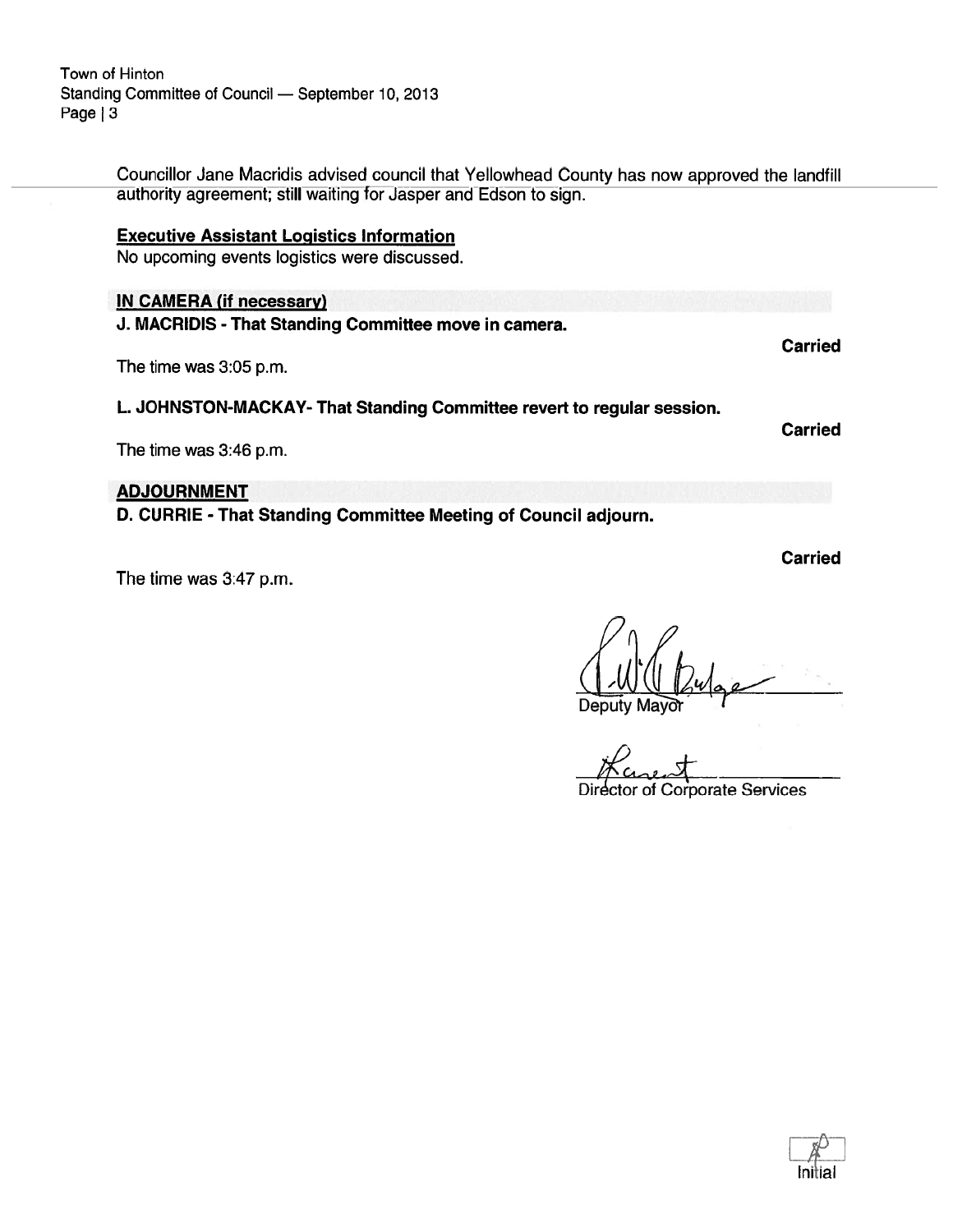Councillor Jane Macridis advised council that Yellowhead County has now approved the landfill authority agreement; still waiting for Jasper and Edson to sign.

**Executive Assistant Logistics Information**

No upcoming events logistics were discussed.

## IN CAMERA (if necessary)

**J. MACRIDIS - That Standing Committee move in camera.**

**Carried**

The time was 3:05 p.m.

**L. JOHNSTON-MACKAY- That Standing Committee revert to regular session.**

**Carried**

The time was 3:46 p.m.

## ADJOURNMENT

**D. CURRIE - That Standing Committee Meeting of Council adjourn.**

**Carried**

The time was 3:47 p.m.

Deputy Mayor

Director of Corporate Services

Initial